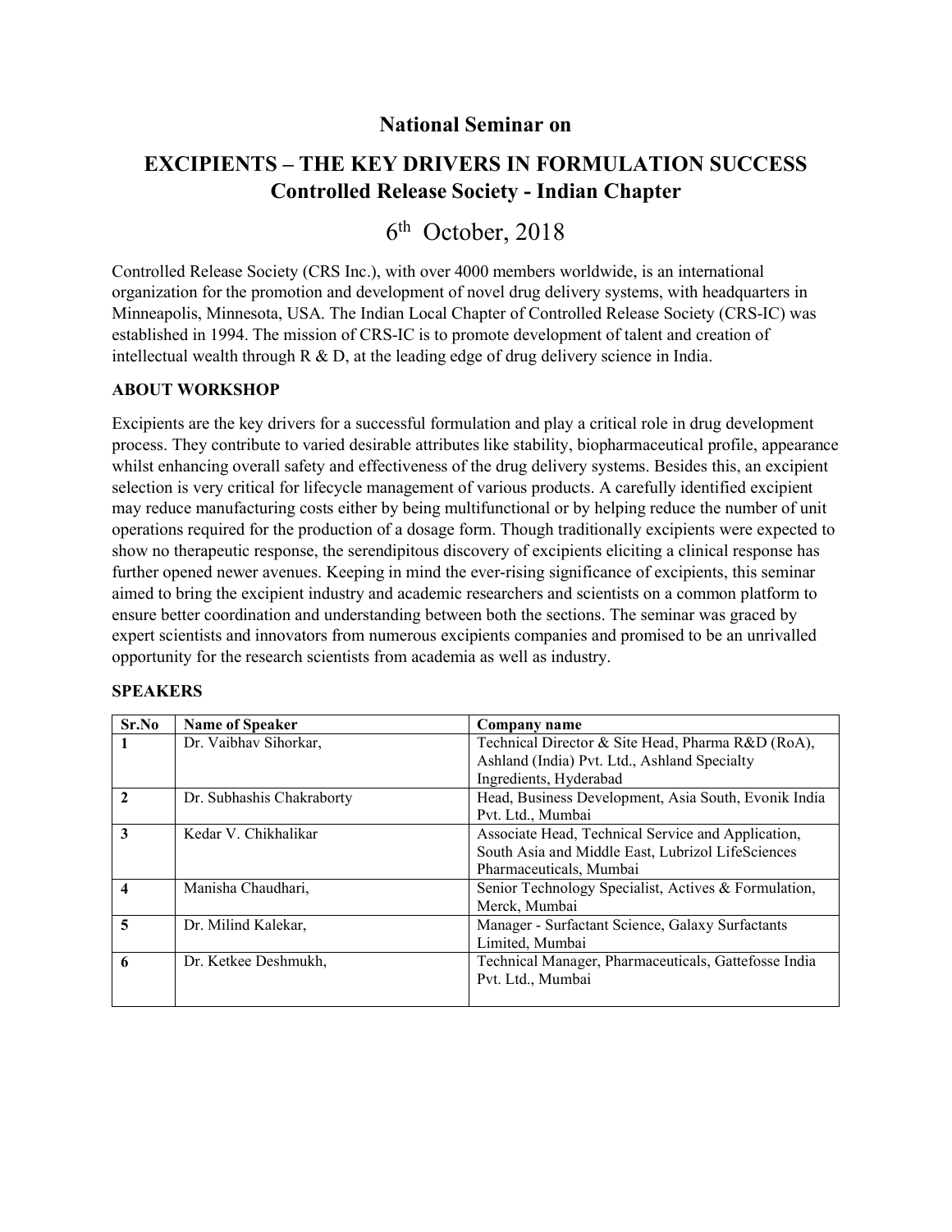## National Seminar on

# EXCIPIENTS – THE KEY DRIVERS IN FORMULATION SUCCESS

## Controlled Release Society - Indian Chapter

6th October, 2018

Controlled Release Society (CRS Inc.), with over 4000 members worldwide, is an international organization for the promotion and development of novel drug delivery systems, with headquarters in Minneapolis, Minnesota, USA. The Indian Local Chapter of Controlled Release Society (CRS-IC) was established in 1994. The mission of CRS-IC is to promote development of talent and creation of intellectual wealth through R & D, at the leading edge of drug delivery science in India.

**ABOUT WORKSHOP**

Excipients are the key drivers for a successful formulation and play a critical role in drug development process. They contribute to varied desirable attributes like stability, biopharmaceutical profile, appearance whilst enhancing overall safety and effectiveness of the drug delivery systems. Besides this, an excipient selection is very critical for lifecycle management of various products. A carefully identified excipient may reduce manufacturing costs either by being multifunctional or by helping reduce the number of unit operations required for the production of a dosage form. Though traditionally excipients were expected to show no therapeutic response, the serendipitous discovery of excipients eliciting a clinical response has further opened newer avenues. Keeping in mind the ever-rising significance of excipients, this seminar aimed to bring the excipient industry and academic researchers and scientists on a common platform to ensure better coordination and understanding between both the sections. The seminar was graced by expert scientists and innovators from numerous excipients companies and promised to be an unrivalled opportunity for the research scientists from academia as well as industry.

**SPEAKERS**

| Sr.No | Name of Speaker | Company name |
|---|---|---|
| **1** | Dr. Vaibhav Sihorkar, | Technical Director & Site Head, Pharma R&D (RoA), Ashland (India) Pvt. Ltd., Ashland Specialty Ingredients, Hyderabad |
| **2** | Dr. Subhashis Chakraborty | Head, Business Development, Asia South, Evonik India Pvt. Ltd., Mumbai |
| **3** | Kedar V. Chikhalikar | Associate Head, Technical Service and Application, South Asia and Middle East, Lubrizol LifeSciences Pharmaceuticals, Mumbai |
| **4** | Manisha Chaudhari, | Senior Technology Specialist, Actives & Formulation, Merck, Mumbai |
| **5** | Dr. Milind Kalekar, | Manager - Surfactant Science, Galaxy Surfactants Limited, Mumbai |
| **6** | Dr. Ketkee Deshmukh, | Technical Manager, Pharmaceuticals, Gattefosse India Pvt. Ltd., Mumbai |